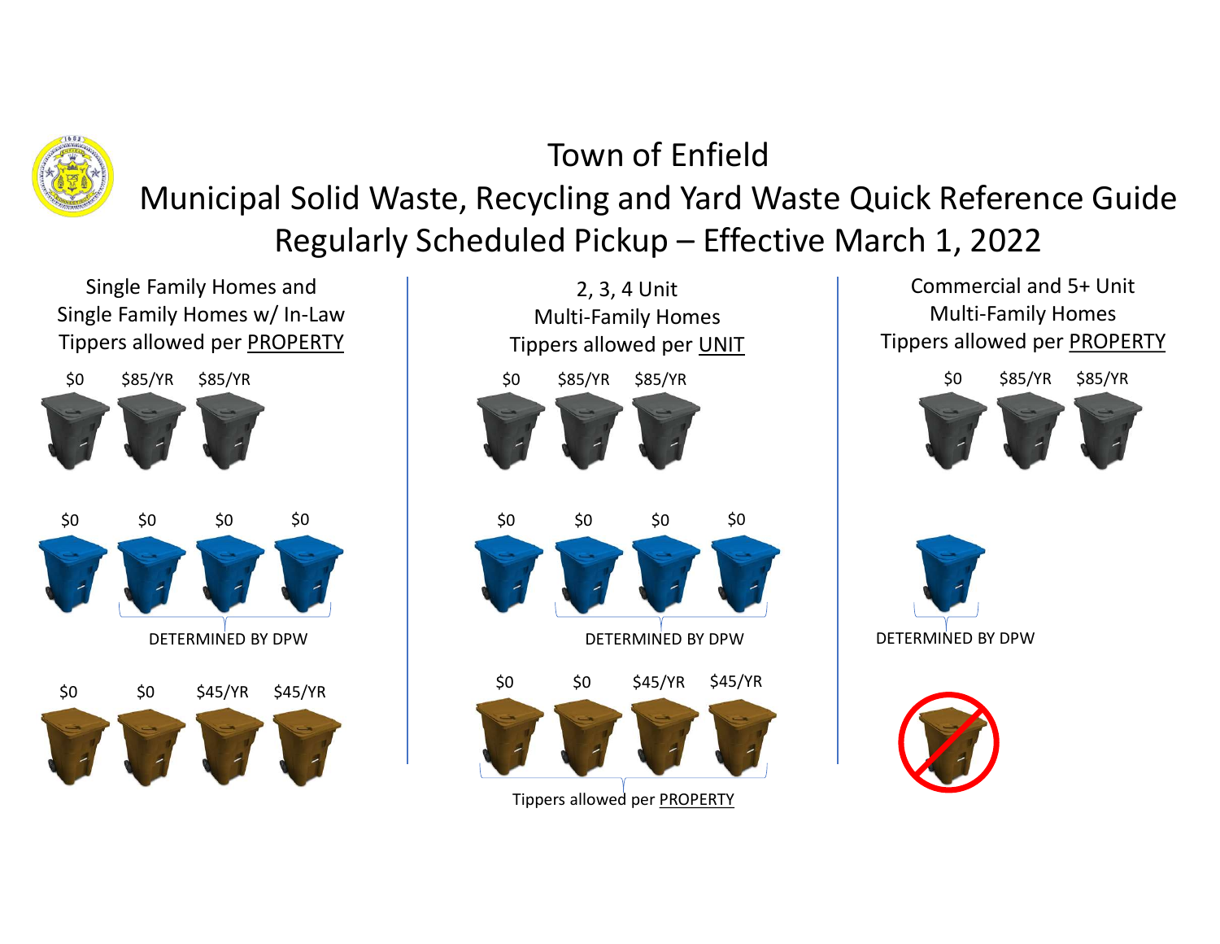# Town of Enfield

## Municipal Solid Waste, Recycling and Yard Waste Quick Reference Guide

## Regularly Scheduled Pickup – Effective March 1, 2022

### Single Family Homes and Single Family Homes w/ In-Law
Tippers allowed per PROPERTY

$0 | $85/YR | $85/YR

$0 | $0 | $0 | $0

DETERMINED BY DPW

$0 | $0 | $45/YR | $45/YR

### 2, 3, 4 Unit Multi-Family Homes
Tippers allowed per UNIT

$0 | $85/YR | $85/YR

$0 | $0 | $0 | $0

DETERMINED BY DPW

$0 | $0 | $45/YR | $45/YR

Tippers allowed per PROPERTY

### Commercial and 5+ Unit Multi-Family Homes
Tippers allowed per PROPERTY

$0 | $85/YR | $85/YR

DETERMINED BY DPW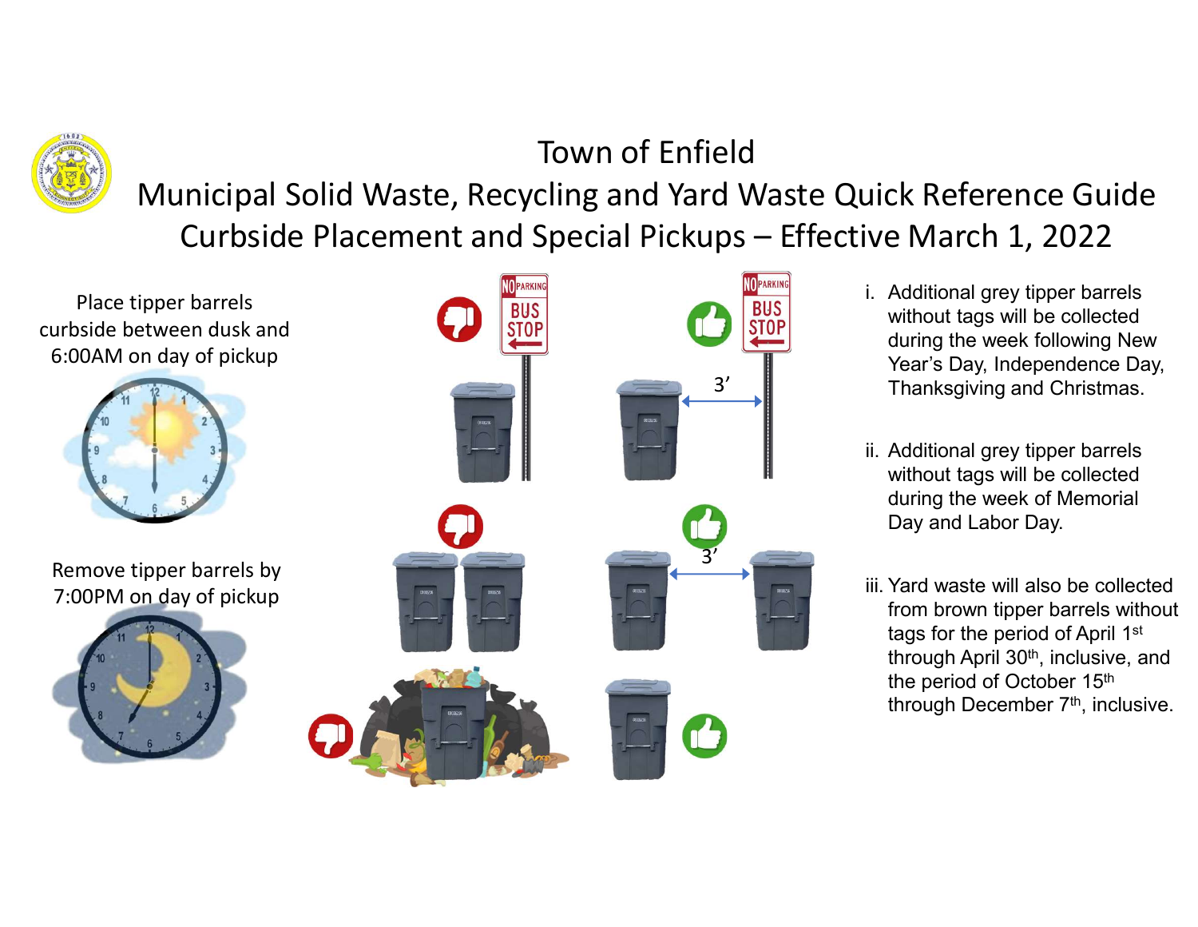# Town of Enfield

## Municipal Solid Waste, Recycling and Yard Waste Quick Reference Guide

## Curbside Placement and Special Pickups – Effective March 1, 2022

Place tipper barrels curbside between dusk and 6:00AM on day of pickup

Remove tipper barrels by 7:00PM on day of pickup

NO PARKING BUS STOP

NO PARKING BUS STOP

3'

3'

i. Additional grey tipper barrels without tags will be collected during the week following New Year's Day, Independence Day, Thanksgiving and Christmas.

ii. Additional grey tipper barrels without tags will be collected during the week of Memorial Day and Labor Day.

iii. Yard waste will also be collected from brown tipper barrels without tags for the period of April 1st through April 30th, inclusive, and the period of October 15th through December 7th, inclusive.